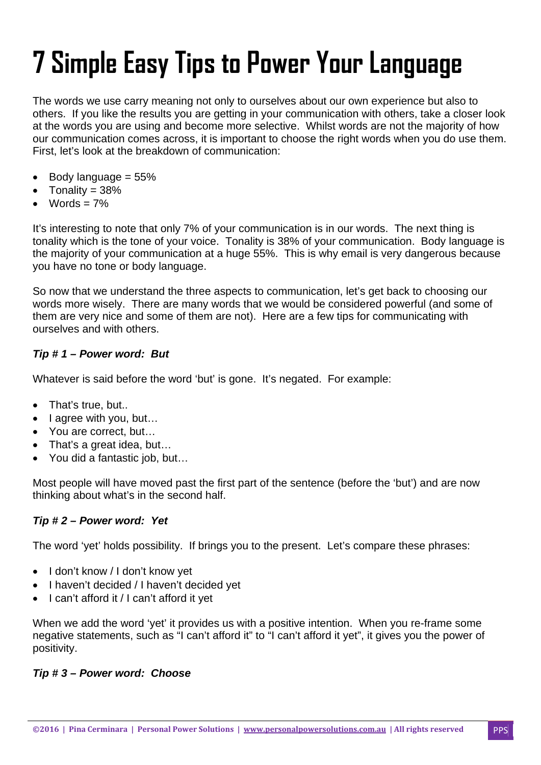# 7 Simple Easy Tips to Power Your Language

The words we use carry meaning not only to ourselves about our own experience but also to others. If you like the results you are getting in your communication with others, take a closer look at the words you are using and become more selective. Whilst words are not the majority of how our communication comes across, it is important to choose the right words when you do use them. First, let's look at the breakdown of communication:

- Body language = 55%
- Tonality = 38%
- Words = 7%

It's interesting to note that only 7% of your communication is in our words. The next thing is tonality which is the tone of your voice. Tonality is 38% of your communication. Body language is the majority of your communication at a huge 55%. This is why email is very dangerous because you have no tone or body language.

So now that we understand the three aspects to communication, let's get back to choosing our words more wisely. There are many words that we would be considered powerful (and some of them are very nice and some of them are not). Here are a few tips for communicating with ourselves and with others.

***Tip # 1 – Power word: But***

Whatever is said before the word 'but' is gone. It's negated. For example:

- That's true, but..
- I agree with you, but…
- You are correct, but…
- That's a great idea, but…
- You did a fantastic job, but…

Most people will have moved past the first part of the sentence (before the 'but') and are now thinking about what's in the second half.

***Tip # 2 – Power word: Yet***

The word 'yet' holds possibility. If brings you to the present. Let's compare these phrases:

- I don't know / I don't know yet
- I haven't decided / I haven't decided yet
- I can't afford it / I can't afford it yet

When we add the word 'yet' it provides us with a positive intention. When you re-frame some negative statements, such as "I can't afford it" to "I can't afford it yet", it gives you the power of positivity.

***Tip # 3 – Power word: Choose***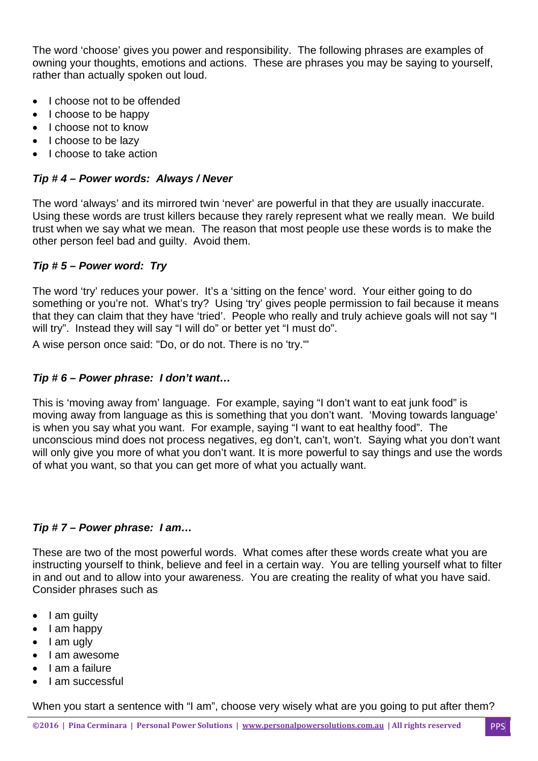The word 'choose' gives you power and responsibility. The following phrases are examples of owning your thoughts, emotions and actions. These are phrases you may be saying to yourself, rather than actually spoken out loud.

- I choose not to be offended
- I choose to be happy
- I choose not to know
- I choose to be lazy
- I choose to take action

### *Tip # 4 – Power words: Always / Never*

The word 'always' and its mirrored twin 'never' are powerful in that they are usually inaccurate. Using these words are trust killers because they rarely represent what we really mean. We build trust when we say what we mean. The reason that most people use these words is to make the other person feel bad and guilty. Avoid them.

### *Tip # 5 – Power word: Try*

The word 'try' reduces your power. It's a 'sitting on the fence' word. Your either going to do something or you're not. What's try? Using 'try' gives people permission to fail because it means that they can claim that they have 'tried'. People who really and truly achieve goals will not say "I will try". Instead they will say "I will do" or better yet "I must do".

A wise person once said: "Do, or do not. There is no 'try.'"

### *Tip # 6 – Power phrase: I don't want…*

This is 'moving away from' language. For example, saying "I don't want to eat junk food" is moving away from language as this is something that you don't want. 'Moving towards language' is when you say what you want. For example, saying "I want to eat healthy food". The unconscious mind does not process negatives, eg don't, can't, won't. Saying what you don't want will only give you more of what you don't want. It is more powerful to say things and use the words of what you want, so that you can get more of what you actually want.

### *Tip # 7 – Power phrase: I am…*

These are two of the most powerful words. What comes after these words create what you are instructing yourself to think, believe and feel in a certain way. You are telling yourself what to filter in and out and to allow into your awareness. You are creating the reality of what you have said. Consider phrases such as

- I am guilty
- I am happy
- I am ugly
- I am awesome
- I am a failure
- I am successful

When you start a sentence with "I am", choose very wisely what are you going to put after them?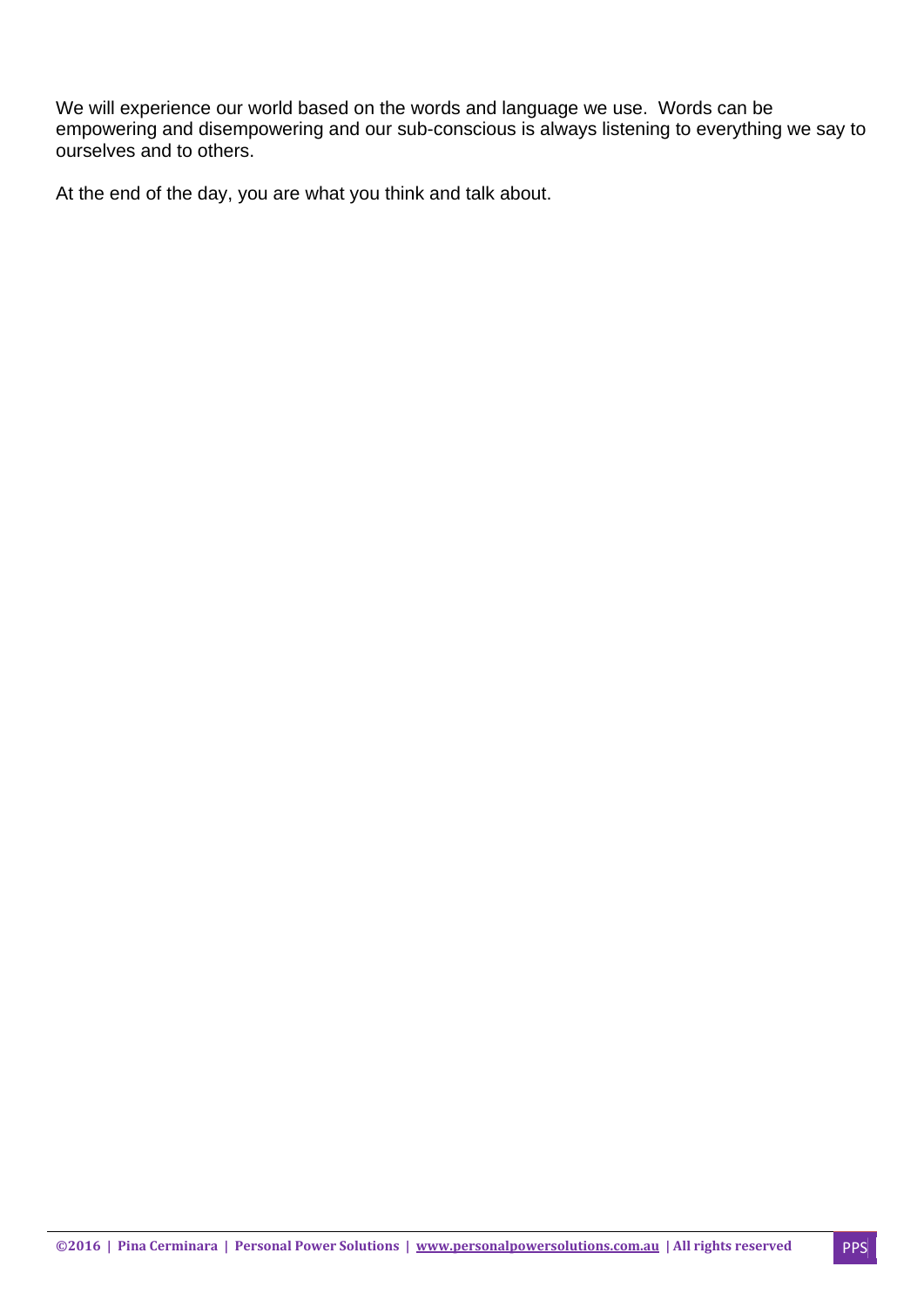We will experience our world based on the words and language we use. Words can be empowering and disempowering and our sub-conscious is always listening to everything we say to ourselves and to others.

At the end of the day, you are what you think and talk about.